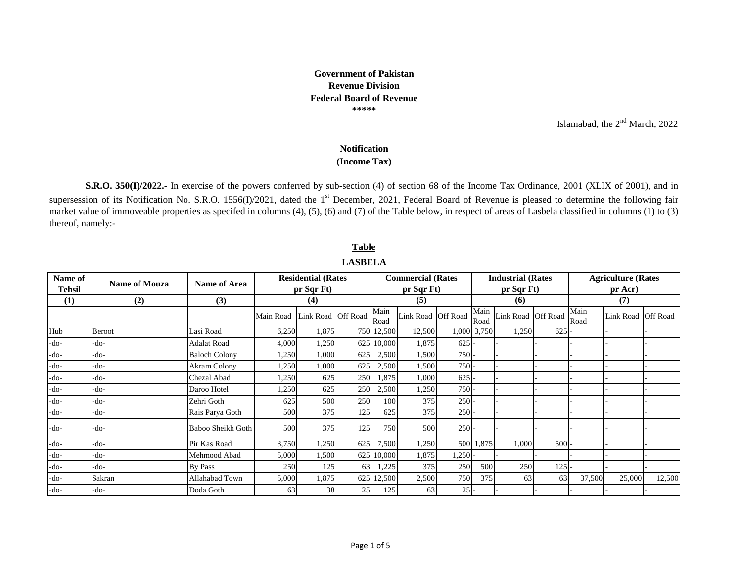**Government of Pakistan**
**Revenue Division**
**Federal Board of Revenue**
**\*\*\*\*\***

Islamabad, the 2nd March, 2022

## Notification
### (Income Tax)

**S.R.O. 350(I)/2022.-** In exercise of the powers conferred by sub-section (4) of section 68 of the Income Tax Ordinance, 2001 (XLIX of 2001), and in supersession of its Notification No. S.R.O. 1556(I)/2021, dated the 1st December, 2021, Federal Board of Revenue is pleased to determine the following fair market value of immoveable properties as specifed in columns (4), (5), (6) and (7) of the Table below, in respect of areas of Lasbela classified in columns (1) to (3) thereof, namely:-

**Table**

**LASBELA**

| Name of Tehsil | Name of Mouza | Name of Area | Residential (Rates pr Sqr Ft) | | | Commercial (Rates pr Sqr Ft) | | | Industrial (Rates pr Sqr Ft) | | | Agriculture (Rates pr Acr) | | |
|---|---|---|---|---|---|---|---|---|---|---|---|---|---|---|
| (1) | (2) | (3) | (4) | | | (5) | | | (6) | | | (7) | | |
| | | | Main Road | Link Road | Off Road | Main Road | Link Road | Off Road | Main Road | Link Road | Off Road | Main Road | Link Road | Off Road |
| Hub | Beroot | Lasi Road | 6,250 | 1,875 | 750 | 12,500 | 12,500 | 1,000 | 3,750 | 1,250 | 625 | - | - | - |
| -do- | -do- | Adalat Road | 4,000 | 1,250 | 625 | 10,000 | 1,875 | 625 | - | - | - | - | - | - |
| -do- | -do- | Baloch Colony | 1,250 | 1,000 | 625 | 2,500 | 1,500 | 750 | - | - | - | - | - | - |
| -do- | -do- | Akram Colony | 1,250 | 1,000 | 625 | 2,500 | 1,500 | 750 | - | - | - | - | - | - |
| -do- | -do- | Chezal Abad | 1,250 | 625 | 250 | 1,875 | 1,000 | 625 | - | - | - | - | - | - |
| -do- | -do- | Daroo Hotel | 1,250 | 625 | 250 | 2,500 | 1,250 | 750 | - | - | - | - | - | - |
| -do- | -do- | Zehri Goth | 625 | 500 | 250 | 100 | 375 | 250 | - | - | - | - | - | - |
| -do- | -do- | Rais Parya Goth | 500 | 375 | 125 | 625 | 375 | 250 | - | - | - | - | - | - |
| -do- | -do- | Baboo Sheikh Goth | 500 | 375 | 125 | 750 | 500 | 250 | - | - | - | - | - | - |
| -do- | -do- | Pir Kas Road | 3,750 | 1,250 | 625 | 7,500 | 1,250 | 500 | 1,875 | 1,000 | 500 | - | - | - |
| -do- | -do- | Mehmood Abad | 5,000 | 1,500 | 625 | 10,000 | 1,875 | 1,250 | - | - | - | - | - | - |
| -do- | -do- | By Pass | 250 | 125 | 63 | 1,225 | 375 | 250 | 500 | 250 | 125 | - | - | - |
| -do- | Sakran | Allahabad Town | 5,000 | 1,875 | 625 | 12,500 | 2,500 | 750 | 375 | 63 | 63 | 37,500 | 25,000 | 12,500 |
| -do- | -do- | Doda Goth | 63 | 38 | 25 | 125 | 63 | 25 | - | - | - | - | - | - |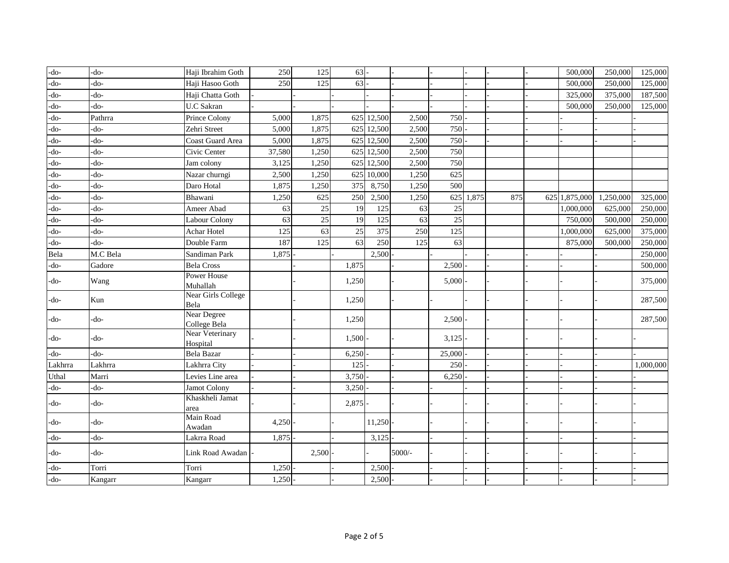| | | | | | | | | | | | | | | |
|---|---|---|---|---|---|---|---|---|---|---|---|---|---|---|
| -do- | -do- | Haji Ibrahim Goth | 250 | 125 | 63 | - | - | - | - | - | - | 500,000 | 250,000 | 125,000 |
| -do- | -do- | Haji Hasoo Goth | 250 | 125 | 63 | - | - | - | - | - | - | 500,000 | 250,000 | 125,000 |
| -do- | -do- | Haji Chatta Goth | - | - | - | - | - | - | - | - | - | 325,000 | 375,000 | 187,500 |
| -do- | -do- | U.C Sakran | - | - | - | - | - | - | - | - | - | 500,000 | 250,000 | 125,000 |
| -do- | Pathrra | Prince Colony | 5,000 | 1,875 | 625 | 12,500 | 2,500 | 750 | - | - | - | - | - | - |
| -do- | -do- | Zehri Street | 5,000 | 1,875 | 625 | 12,500 | 2,500 | 750 | - | - | - | - | - | - |
| -do- | -do- | Coast Guard Area | 5,000 | 1,875 | 625 | 12,500 | 2,500 | 750 | - | - | - | - | - | - |
| -do- | -do- | Civic Center | 37,580 | 1,250 | 625 | 12,500 | 2,500 | 750 | | | | | | |
| -do- | -do- | Jam colony | 3,125 | 1,250 | 625 | 12,500 | 2,500 | 750 | | | | | | |
| -do- | -do- | Nazar churngi | 2,500 | 1,250 | 625 | 10,000 | 1,250 | 625 | | | | | | |
| -do- | -do- | Daro Hotal | 1,875 | 1,250 | 375 | 8,750 | 1,250 | 500 | | | | | | |
| -do- | -do- | Bhawani | 1,250 | 625 | 250 | 2,500 | 1,250 | 625 | 1,875 | 875 | 625 | 1,875,000 | 1,250,000 | 325,000 |
| -do- | -do- | Ameer Abad | 63 | 25 | 19 | 125 | 63 | 25 | | | | 1,000,000 | 625,000 | 250,000 |
| -do- | -do- | Labour Colony | 63 | 25 | 19 | 125 | 63 | 25 | | | | 750,000 | 500,000 | 250,000 |
| -do- | -do- | Achar Hotel | 125 | 63 | 25 | 375 | 250 | 125 | | | | 1,000,000 | 625,000 | 375,000 |
| -do- | -do- | Double Farm | 187 | 125 | 63 | 250 | 125 | 63 | | | | 875,000 | 500,000 | 250,000 |
| Bela | M.C Bela | Sandiman Park | 1,875 | - | - | 2,500 | - | - | - | - | - | - | - | 250,000 |
| -do- | Gadore | Bela Cross | | - | 1,875 | | - | 2,500 | - | - | - | - | - | 500,000 |
| -do- | Wang | Power House Muhallah | | - | 1,250 | | - | 5,000 | - | - | - | - | - | 375,000 |
| -do- | Kun | Near Girls College Bela | | - | 1,250 | | - | - | - | - | - | - | - | 287,500 |
| -do- | -do- | Near Degree College Bela | | - | 1,250 | | | 2,500 | - | - | - | - | - | 287,500 |
| -do- | -do- | Near Veterinary Hospital | - | - | 1,500 | - | - | 3,125 | - | - | - | - | - | - |
| -do- | -do- | Bela Bazar | - | - | 6,250 | - | - | 25,000 | - | - | - | - | - | - |
| Lakhrra | Lakhrra | Lakhrra City | - | - | 125 | - | - | 250 | - | - | - | - | - | 1,000,000 |
| Uthal | Marri | Levies Line area | - | - | 3,750 | - | - | 6,250 | - | - | - | - | - | - |
| -do- | -do- | Jamot Colony | - | - | 3,250 | - | - | - | - | - | - | - | - | - |
| -do- | -do- | Khaskheli Jamat area | - | - | 2,875 | - | - | - | - | - | - | - | - | - |
| -do- | -do- | Main Road Awadan | 4,250 | - | - | 11,250 | - | - | - | - | - | - | - | - |
| -do- | -do- | Lakrra Road | 1,875 | - | - | 3,125 | - | - | - | - | - | - | - | - |
| -do- | -do- | Link Road Awadan | - | 2,500 | - | - | 5000/- | - | - | - | - | - | - | - |
| -do- | Torri | Torri | 1,250 | - | - | 2,500 | - | - | - | - | - | - | - | - |
| -do- | Kangarr | Kangarr | 1,250 | - | - | 2,500 | - | - | - | - | - | - | - | - |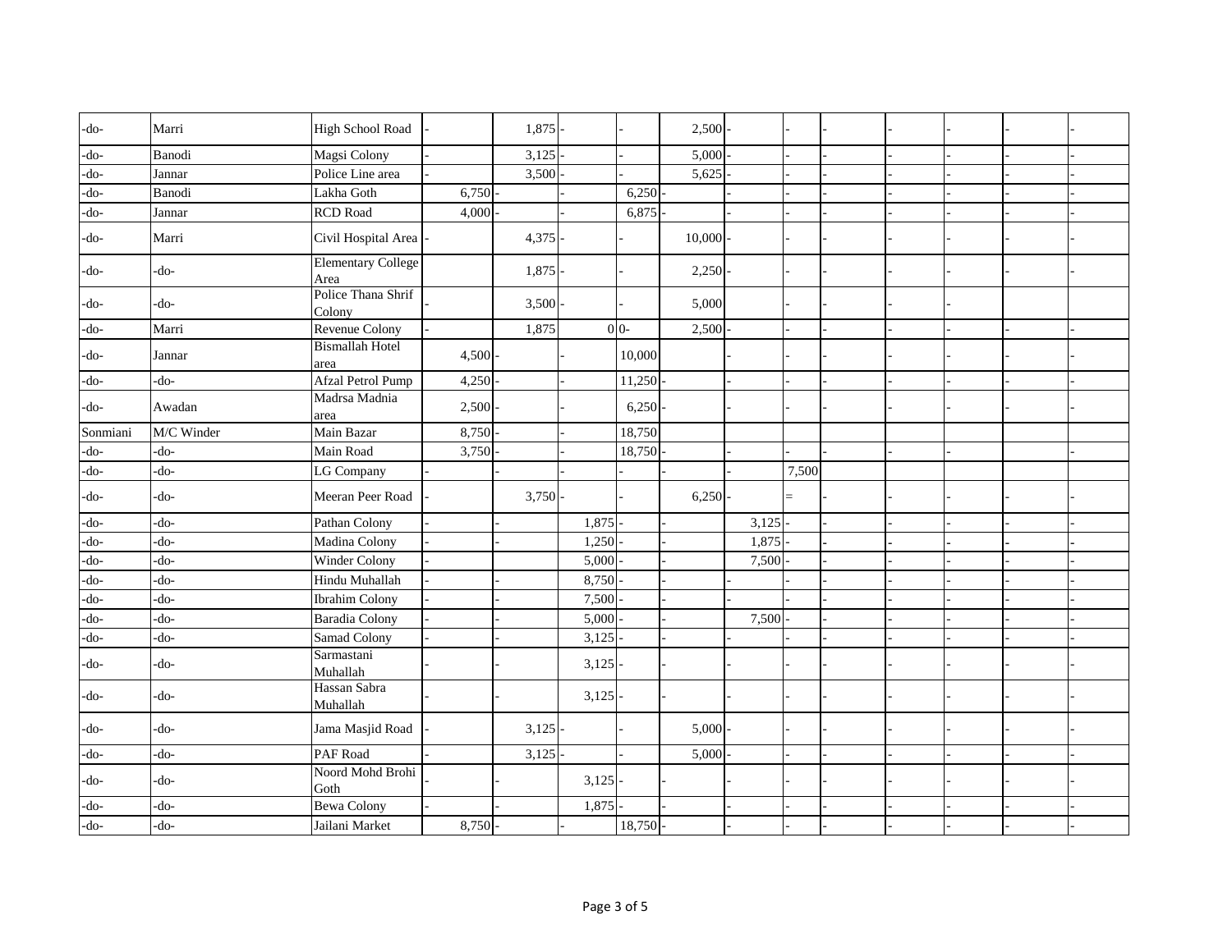| | | | | | | | | | | | | | | |
|---|---|---|---|---|---|---|---|---|---|---|---|---|---|---|
| -do- | Marri | High School Road | - | 1,875 | - | - | 2,500 | - | - | - | - | - | - | - |
| -do- | Banodi | Magsi Colony | - | 3,125 | - | - | 5,000 | - | - | - | - | - | - | - |
| -do- | Jannar | Police Line area | - | 3,500 | - | - | 5,625 | - | - | - | - | - | - | - |
| -do- | Banodi | Lakha Goth | 6,750 | - | - | 6,250 | - | | - | - | - | - | - | - |
| -do- | Jannar | RCD Road | 4,000 | - | - | 6,875 | - | | - | - | - | - | - | - |
| -do- | Marri | Civil Hospital Area | - | 4,375 | - | - | 10,000 | - | - | - | - | - | - | - |
| -do- | -do- | Elementary College Area | | 1,875 | - | - | 2,250 | - | - | - | - | - | - | - |
| -do- | -do- | Police Thana Shrif Colony | - | 3,500 | - | - | 5,000 | | - | - | - | - | | |
| -do- | Marri | Revenue Colony | - | 1,875 | 0 | 0- | 2,500 | - | - | - | - | - | - | - |
| -do- | Jannar | Bismallah Hotel area | 4,500 | - | - | 10,000 | | | - | - | - | - | - | - |
| -do- | -do- | Afzal Petrol Pump | 4,250 | - | - | 11,250 | - | | - | - | - | - | - | - |
| -do- | Awadan | Madrsa Madnia area | 2,500 | - | - | 6,250 | - | | - | - | - | - | - | - |
| Sonmiani | M/C Winder | Main Bazar | 8,750 | - | - | 18,750 | | | | | | | | |
| -do- | -do- | Main Road | 3,750 | - | - | 18,750 | - | | - | - | - | - | | - |
| -do- | -do- | LG Company | - | - | - | - | - | - | 7,500 | | | | | |
| -do- | -do- | Meeran Peer Road | - | 3,750 | - | - | 6,250 | - | = | - | - | - | - | - |
| -do- | -do- | Pathan Colony | - | - | 1,875 | - | - | 3,125 | - | - | - | - | - | - |
| -do- | -do- | Madina Colony | - | - | 1,250 | - | - | 1,875 | - | - | - | - | - | - |
| -do- | -do- | Winder Colony | - | | 5,000 | - | - | 7,500 | - | - | - | - | - | - |
| -do- | -do- | Hindu Muhallah | - | - | 8,750 | - | - | - | - | - | - | - | - | - |
| -do- | -do- | Ibrahim Colony | - | - | 7,500 | - | - | - | - | - | - | - | - | - |
| -do- | -do- | Baradia Colony | - | - | 5,000 | - | - | 7,500 | - | - | - | - | - | - |
| -do- | -do- | Samad Colony | - | - | 3,125 | - | - | - | - | - | - | - | - | - |
| -do- | -do- | Sarmastani Muhallah | - | - | 3,125 | - | - | - | - | - | - | - | - | - |
| -do- | -do- | Hassan Sabra Muhallah | - | - | 3,125 | - | - | - | - | - | - | - | - | - |
| -do- | -do- | Jama Masjid Road | - | 3,125 | - | - | 5,000 | - | - | - | - | - | - | - |
| -do- | -do- | PAF Road | - | 3,125 | - | - | 5,000 | - | - | - | - | - | - | - |
| -do- | -do- | Noord Mohd Brohi Goth | - | - | 3,125 | - | - | - | - | - | - | - | - | - |
| -do- | -do- | Bewa Colony | - | - | 1,875 | - | - | - | - | - | - | - | - | - |
| -do- | -do- | Jailani Market | 8,750 | - | - | 18,750 | - | - | - | - | - | - | - | - |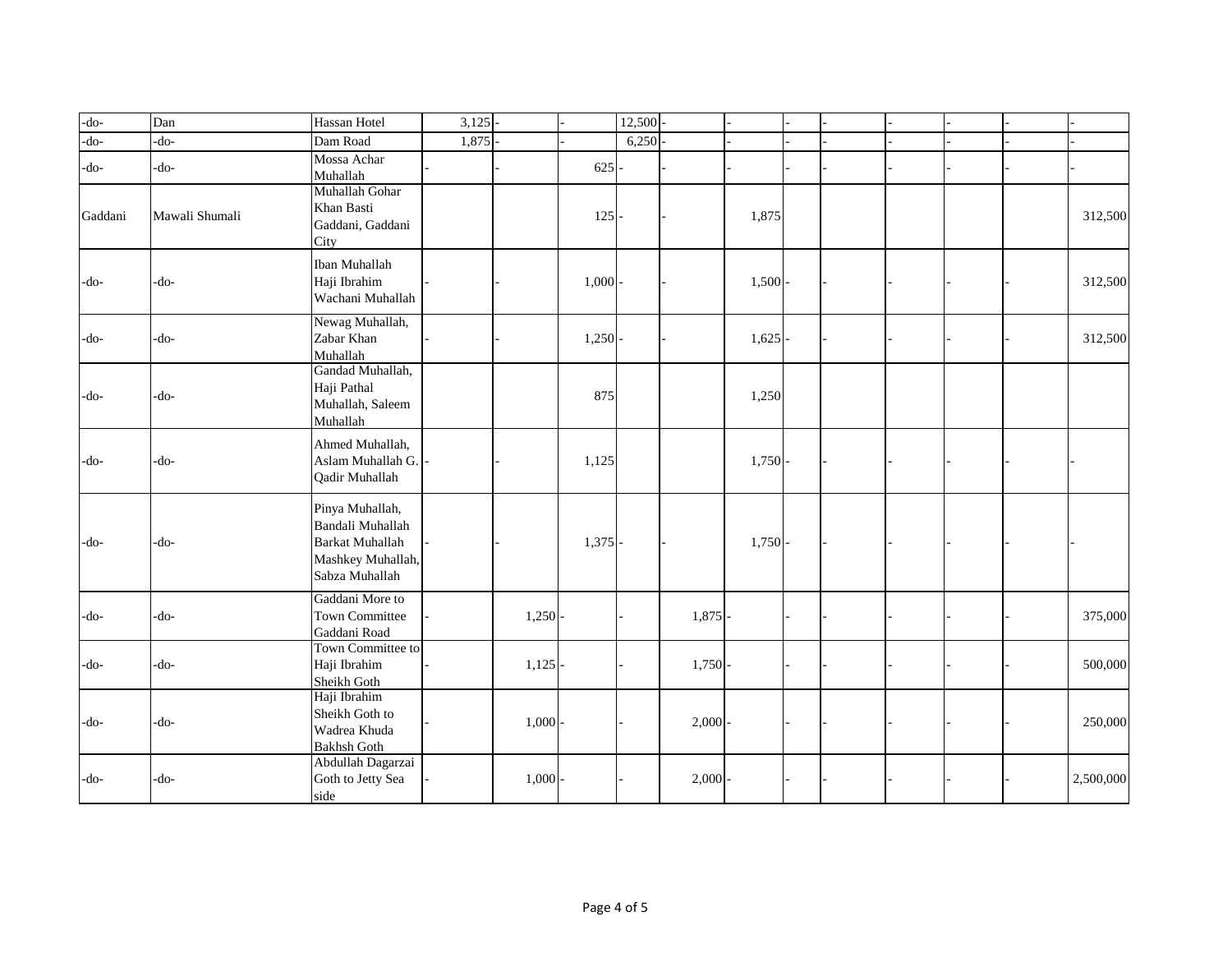| | | | | | | | | | | | | | | |
|---|---|---|---|---|---|---|---|---|---|---|---|---|---|---|
| -do- | Dan | Hassan Hotel | 3,125 | - | - | 12,500 | - | - | - | - | - | - | - | - |
| -do- | -do- | Dam Road | 1,875 | - | - | 6,250 | - | - | - | - | - | - | - | - |
| -do- | -do- | Mossa Achar Muhallah | - | - | 625 | - | - | - | - | - | - | - | - | - |
| Gaddani | Mawali Shumali | Muhallah Gohar Khan Basti Gaddani, Gaddani City | | | 125 | - | - | 1,875 | | | | | | 312,500 |
| -do- | -do- | Iban Muhallah Haji Ibrahim Wachani Muhallah | - | - | 1,000 | - | - | 1,500 | - | - | - | - | - | 312,500 |
| -do- | -do- | Newag Muhallah, Zabar Khan Muhallah | - | - | 1,250 | - | - | 1,625 | - | - | - | - | - | 312,500 |
| -do- | -do- | Gandad Muhallah, Haji Pathal Muhallah, Saleem Muhallah | | | 875 | | | 1,250 | | | | | | |
| -do- | -do- | Ahmed Muhallah, Aslam Muhallah G. Qadir Muhallah | - | - | 1,125 | | | 1,750 | - | - | - | - | - | - |
| -do- | -do- | Pinya Muhallah, Bandali Muhallah Barkat Muhallah Mashkey Muhallah, Sabza Muhallah | - | - | 1,375 | - | - | 1,750 | - | - | - | - | - | - |
| -do- | -do- | Gaddani More to Town Committee Gaddani Road | - | 1,250 | - | - | 1,875 | - | - | - | - | - | - | 375,000 |
| -do- | -do- | Town Committee to Haji Ibrahim Sheikh Goth | - | 1,125 | - | - | 1,750 | - | - | - | - | - | - | 500,000 |
| -do- | -do- | Haji Ibrahim Sheikh Goth to Wadrea Khuda Bakhsh Goth | - | 1,000 | - | - | 2,000 | - | - | - | - | - | - | 250,000 |
| -do- | -do- | Abdullah Dagarzai Goth to Jetty Sea side | - | 1,000 | - | - | 2,000 | - | - | - | - | - | - | 2,500,000 |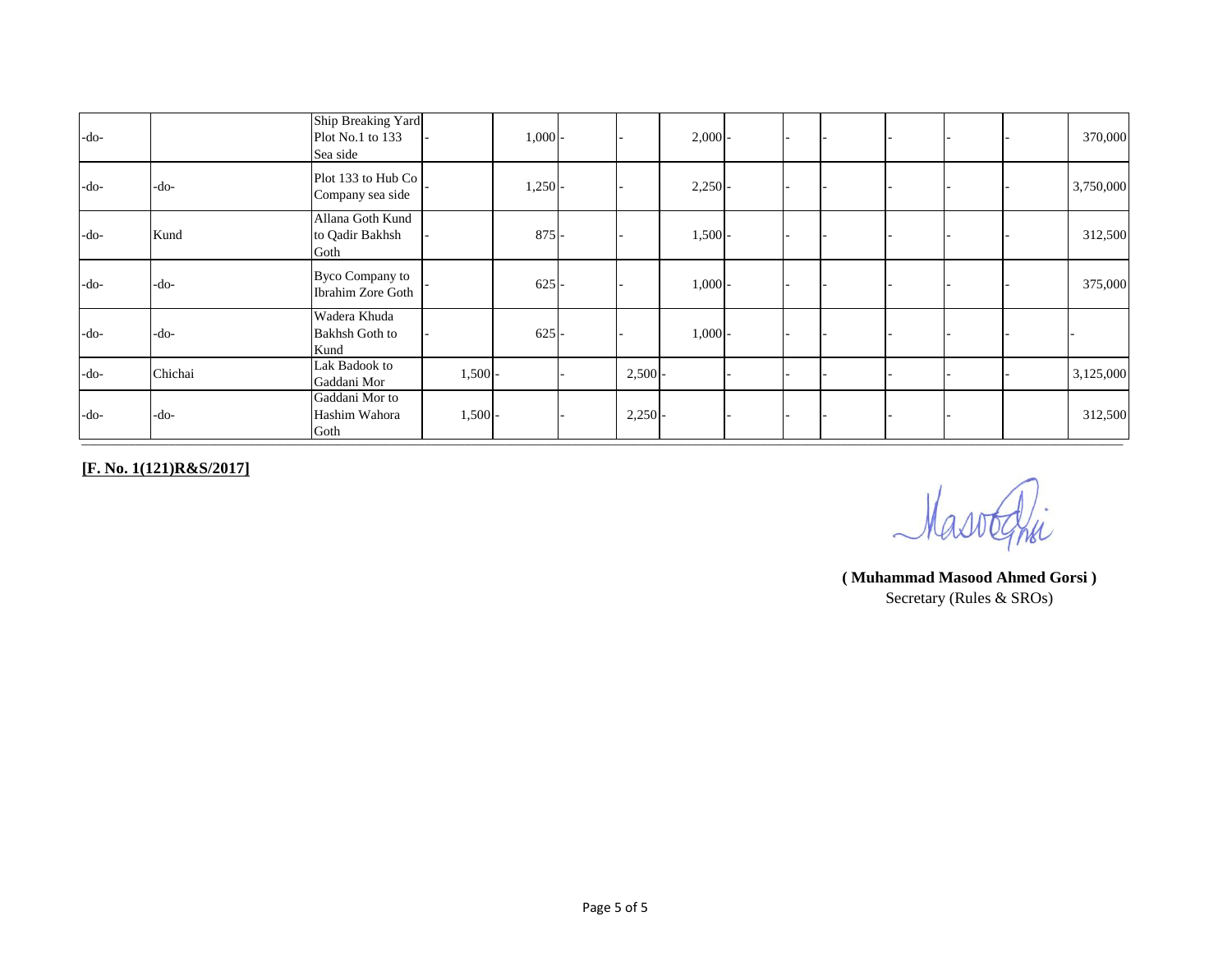| | | | | | | | | | | | | | | |
|---|---|---|---|---|---|---|---|---|---|---|---|---|---|---|
| -do- | | Ship Breaking Yard Plot No.1 to 133 Sea side | - | 1,000 | - | - | 2,000 | - | - | - | - | - | - | 370,000 |
| -do- | -do- | Plot 133 to Hub Co Company sea side | - | 1,250 | - | - | 2,250 | - | - | - | - | - | - | 3,750,000 |
| -do- | Kund | Allana Goth Kund to Qadir Bakhsh Goth | - | 875 | - | - | 1,500 | - | - | - | - | - | - | 312,500 |
| -do- | -do- | Byco Company to Ibrahim Zore Goth | - | 625 | - | - | 1,000 | - | - | - | - | - | - | 375,000 |
| -do- | -do- | Wadera Khuda Bakhsh Goth to Kund | - | 625 | - | - | 1,000 | - | - | - | - | - | - | - |
| -do- | Chichai | Lak Badook to Gaddani Mor | 1,500 | - | - | 2,500 | - | - | - | - | - | - | - | 3,125,000 |
| -do- | -do- | Gaddani Mor to Hashim Wahora Goth | 1,500 | - | - | 2,250 | - | - | - | - | - | - | | 312,500 |

**[F. No. 1(121)R&S/2017]**

**( Muhammad Masood Ahmed Gorsi )**
Secretary (Rules & SROs)